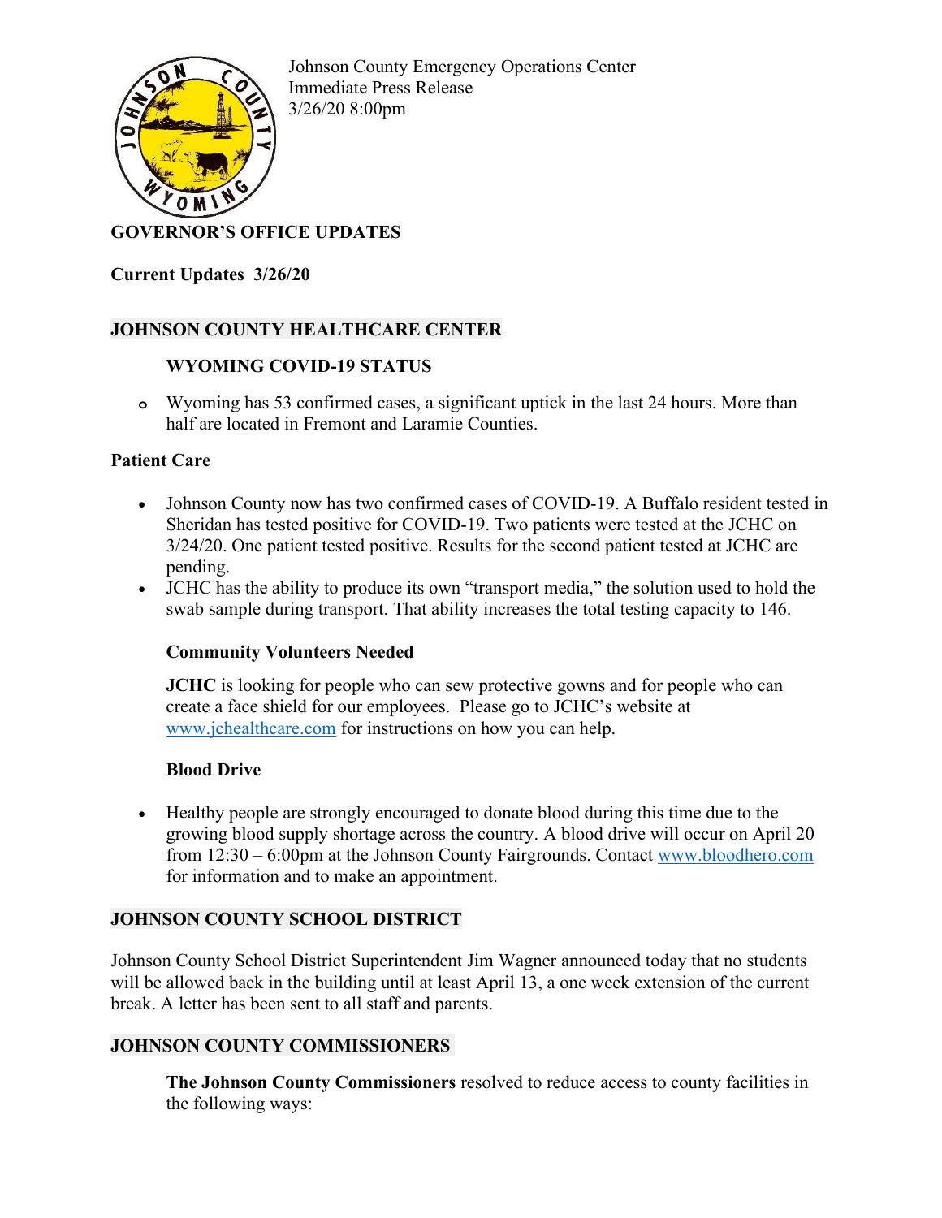Johnson County Emergency Operations Center
Immediate Press Release
3/26/20 8:00pm

## GOVERNOR'S OFFICE UPDATES

**Current Updates 3/26/20**

### JOHNSON COUNTY HEALTHCARE CENTER

#### WYOMING COVID-19 STATUS

- Wyoming has 53 confirmed cases, a significant uptick in the last 24 hours. More than half are located in Fremont and Laramie Counties.

#### Patient Care

- Johnson County now has two confirmed cases of COVID-19. A Buffalo resident tested in Sheridan has tested positive for COVID-19. Two patients were tested at the JCHC on 3/24/20. One patient tested positive. Results for the second patient tested at JCHC are pending.
- JCHC has the ability to produce its own "transport media," the solution used to hold the swab sample during transport. That ability increases the total testing capacity to 146.

#### Community Volunteers Needed

**JCHC** is looking for people who can sew protective gowns and for people who can create a face shield for our employees. Please go to JCHC's website at [www.jchealthcare.com](www.jchealthcare.com) for instructions on how you can help.

#### Blood Drive

- Healthy people are strongly encouraged to donate blood during this time due to the growing blood supply shortage across the country. A blood drive will occur on April 20 from 12:30 – 6:00pm at the Johnson County Fairgrounds. Contact [www.bloodhero.com](www.bloodhero.com) for information and to make an appointment.

### JOHNSON COUNTY SCHOOL DISTRICT

Johnson County School District Superintendent Jim Wagner announced today that no students will be allowed back in the building until at least April 13, a one week extension of the current break. A letter has been sent to all staff and parents.

### JOHNSON COUNTY COMMISSIONERS

**The Johnson County Commissioners** resolved to reduce access to county facilities in the following ways: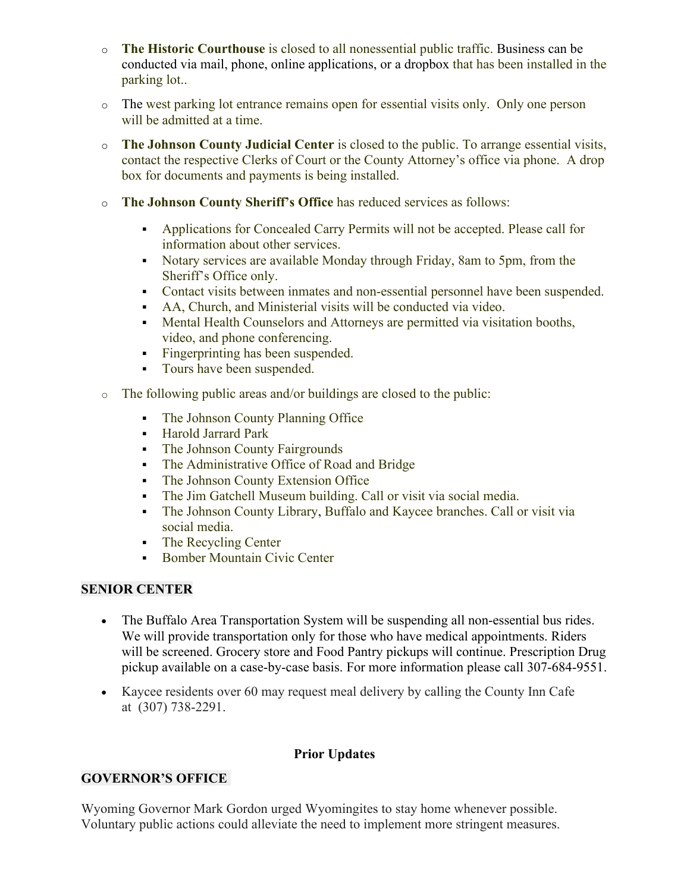- **The Historic Courthouse** is closed to all nonessential public traffic. Business can be conducted via mail, phone, online applications, or a dropbox that has been installed in the parking lot...

- The west parking lot entrance remains open for essential visits only. Only one person will be admitted at a time.

- **The Johnson County Judicial Center** is closed to the public. To arrange essential visits, contact the respective Clerks of Court or the County Attorney's office via phone.. A drop box for documents and payments is being installed.

- **The Johnson County Sheriff's Office** has reduced services as follows:

  - Applications for Concealed Carry Permits will not be accepted. Please call for information about other services.
  - Notary services are available Monday through Friday, 8am to 5pm, from the Sheriff's Office only.
  - Contact visits between inmates and non-essential personnel have been suspended.
  - AA, Church, and Ministerial visits will be conducted via video.
  - Mental Health Counselors and Attorneys are permitted via visitation booths, video, and phone conferencing.
  - Fingerprinting has been suspended.
  - Tours have been suspended.

- The following public areas and/or buildings are closed to the public:

  - The Johnson County Planning Office
  - Harold Jarrard Park
  - The Johnson County Fairgrounds
  - The Administrative Office of Road and Bridge
  - The Johnson County Extension Office
  - The Jim Gatchell Museum building. Call or visit via social media.
  - The Johnson County Library, Buffalo and Kaycee branches. Call or visit via social media.
  - The Recycling Center
  - Bomber Mountain Civic Center

## SENIOR CENTER

- The Buffalo Area Transportation System will be suspending all non-essential bus rides. We will provide transportation only for those who have medical appointments. Riders will be screened. Grocery store and Food Pantry pickups will continue. Prescription Drug pickup available on a case-by-case basis. For more information please call 307-684-9551.

- Kaycee residents over 60 may request meal delivery by calling the County Inn Cafe at (307) 738-2291.

**Prior Updates**

## GOVERNOR'S OFFICE

Wyoming Governor Mark Gordon urged Wyomingites to stay home whenever possible. Voluntary public actions could alleviate the need to implement more stringent measures.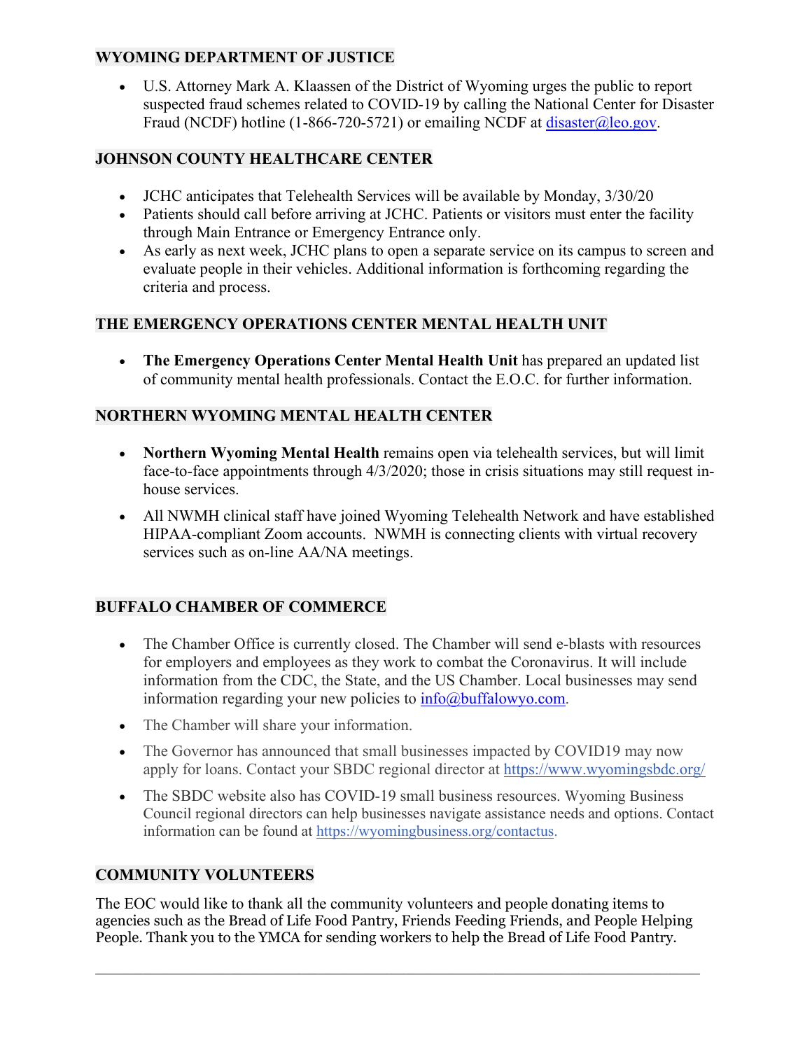## WYOMING DEPARTMENT OF JUSTICE

- U.S. Attorney Mark A. Klaassen of the District of Wyoming urges the public to report suspected fraud schemes related to COVID-19 by calling the National Center for Disaster Fraud (NCDF) hotline (1-866-720-5721) or emailing NCDF at disaster@leo.gov.

## JOHNSON COUNTY HEALTHCARE CENTER

- JCHC anticipates that Telehealth Services will be available by Monday, 3/30/20
- Patients should call before arriving at JCHC. Patients or visitors must enter the facility through Main Entrance or Emergency Entrance only.
- As early as next week, JCHC plans to open a separate service on its campus to screen and evaluate people in their vehicles. Additional information is forthcoming regarding the criteria and process.

## THE EMERGENCY OPERATIONS CENTER MENTAL HEALTH UNIT

- **The Emergency Operations Center Mental Health Unit** has prepared an updated list of community mental health professionals. Contact the E.O.C. for further information.

## NORTHERN WYOMING MENTAL HEALTH CENTER

- **Northern Wyoming Mental Health** remains open via telehealth services, but will limit face-to-face appointments through 4/3/2020; those in crisis situations may still request in-house services.
- All NWMH clinical staff have joined Wyoming Telehealth Network and have established HIPAA-compliant Zoom accounts. NWMH is connecting clients with virtual recovery services such as on-line AA/NA meetings.

## BUFFALO CHAMBER OF COMMERCE

- The Chamber Office is currently closed. The Chamber will send e-blasts with resources for employers and employees as they work to combat the Coronavirus. It will include information from the CDC, the State, and the US Chamber. Local businesses may send information regarding your new policies to info@buffalowyo.com.
- The Chamber will share your information.
- The Governor has announced that small businesses impacted by COVID19 may now apply for loans. Contact your SBDC regional director at https://www.wyomingsbdc.org/
- The SBDC website also has COVID-19 small business resources. Wyoming Business Council regional directors can help businesses navigate assistance needs and options. Contact information can be found at https://wyomingbusiness.org/contactus.

## COMMUNITY VOLUNTEERS

The EOC would like to thank all the community volunteers and people donating items to agencies such as the Bread of Life Food Pantry, Friends Feeding Friends, and People Helping People. Thank you to the YMCA for sending workers to help the Bread of Life Food Pantry.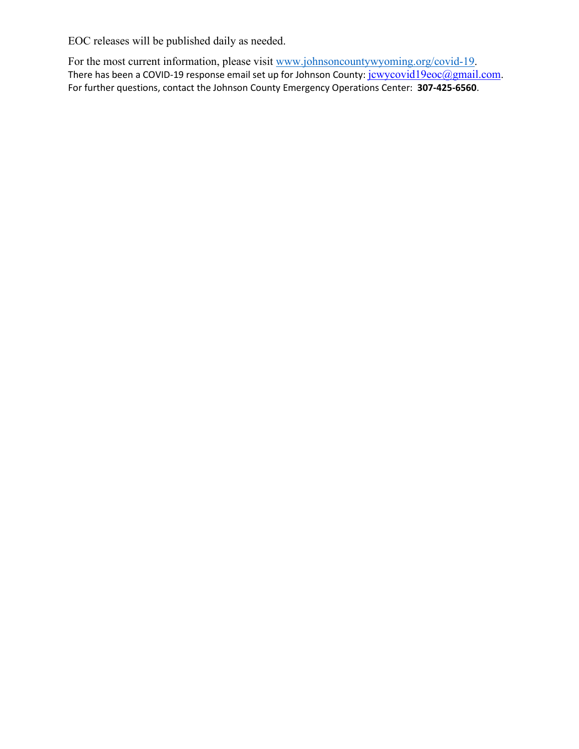EOC releases will be published daily as needed.

For the most current information, please visit www.johnsoncountywyoming.org/covid-19.
There has been a COVID-19 response email set up for Johnson County: jcwycovid19eoc@gmail.com.
For further questions, contact the Johnson County Emergency Operations Center: **307-425-6560**.